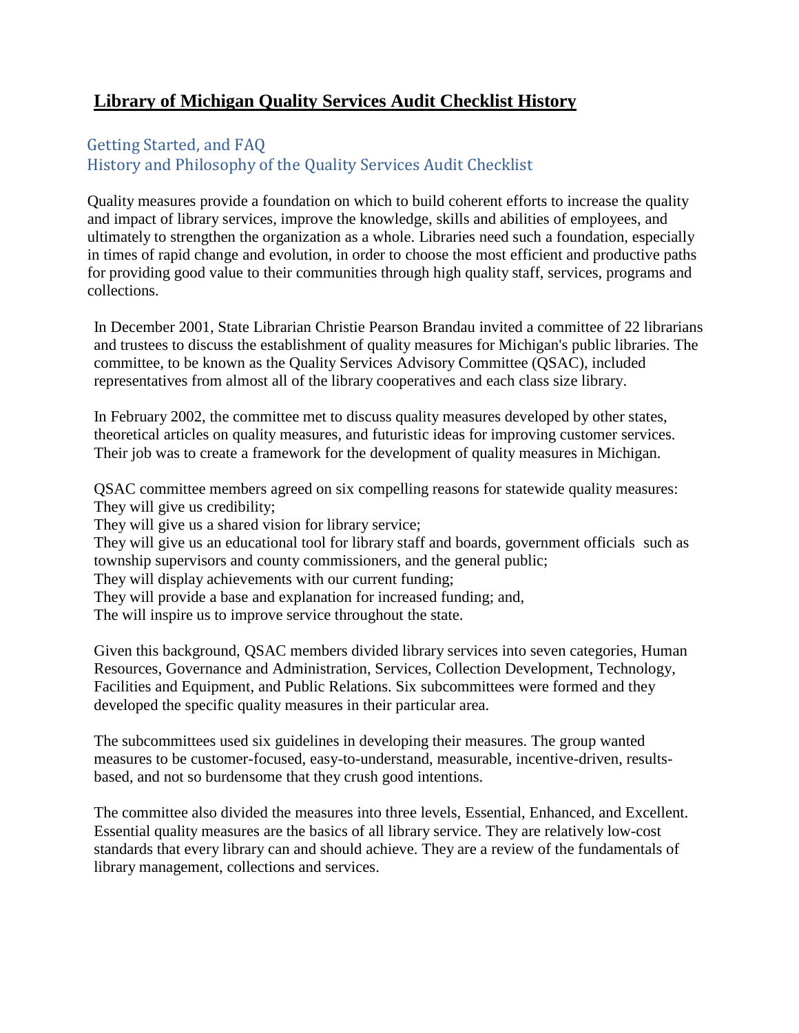# Library of Michigan Quality Services Audit Checklist History

## Getting Started, and FAQ

## History and Philosophy of the Quality Services Audit Checklist

Quality measures provide a foundation on which to build coherent efforts to increase the quality and impact of library services, improve the knowledge, skills and abilities of employees, and ultimately to strengthen the organization as a whole. Libraries need such a foundation, especially in times of rapid change and evolution, in order to choose the most efficient and productive paths for providing good value to their communities through high quality staff, services, programs and collections.

In December 2001, State Librarian Christie Pearson Brandau invited a committee of 22 librarians and trustees to discuss the establishment of quality measures for Michigan's public libraries. The committee, to be known as the Quality Services Advisory Committee (QSAC), included representatives from almost all of the library cooperatives and each class size library.

In February 2002, the committee met to discuss quality measures developed by other states, theoretical articles on quality measures, and futuristic ideas for improving customer services. Their job was to create a framework for the development of quality measures in Michigan.

QSAC committee members agreed on six compelling reasons for statewide quality measures:
They will give us credibility;
They will give us a shared vision for library service;
They will give us an educational tool for library staff and boards, government officials such as township supervisors and county commissioners, and the general public;
They will display achievements with our current funding;
They will provide a base and explanation for increased funding; and,
The will inspire us to improve service throughout the state.

Given this background, QSAC members divided library services into seven categories, Human Resources, Governance and Administration, Services, Collection Development, Technology, Facilities and Equipment, and Public Relations. Six subcommittees were formed and they developed the specific quality measures in their particular area.

The subcommittees used six guidelines in developing their measures. The group wanted measures to be customer-focused, easy-to-understand, measurable, incentive-driven, results-based, and not so burdensome that they crush good intentions.

The committee also divided the measures into three levels, Essential, Enhanced, and Excellent. Essential quality measures are the basics of all library service. They are relatively low-cost standards that every library can and should achieve. They are a review of the fundamentals of library management, collections and services.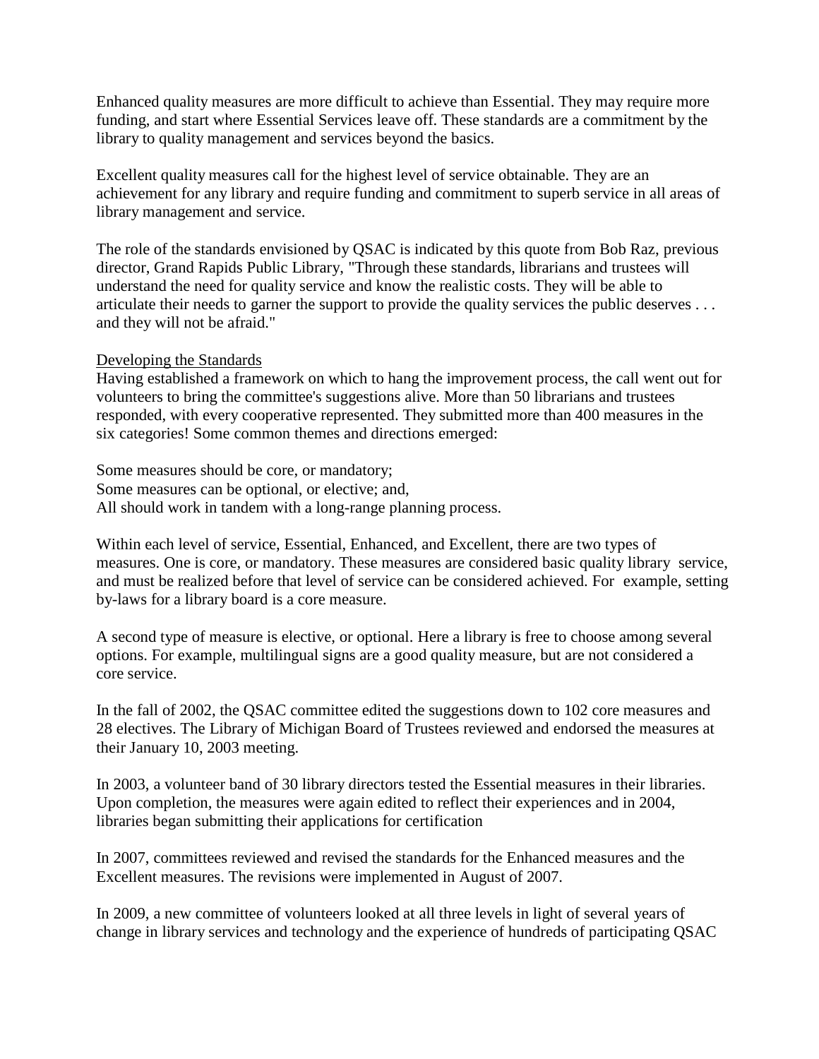Enhanced quality measures are more difficult to achieve than Essential. They may require more funding, and start where Essential Services leave off. These standards are a commitment by the library to quality management and services beyond the basics.

Excellent quality measures call for the highest level of service obtainable. They are an achievement for any library and require funding and commitment to superb service in all areas of library management and service.

The role of the standards envisioned by QSAC is indicated by this quote from Bob Raz, previous director, Grand Rapids Public Library, "Through these standards, librarians and trustees will understand the need for quality service and know the realistic costs. They will be able to articulate their needs to garner the support to provide the quality services the public deserves . . . and they will not be afraid."

## Developing the Standards

Having established a framework on which to hang the improvement process, the call went out for volunteers to bring the committee's suggestions alive. More than 50 librarians and trustees responded, with every cooperative represented. They submitted more than 400 measures in the six categories! Some common themes and directions emerged:

Some measures should be core, or mandatory;
Some measures can be optional, or elective; and,
All should work in tandem with a long-range planning process.

Within each level of service, Essential, Enhanced, and Excellent, there are two types of measures. One is core, or mandatory. These measures are considered basic quality library service, and must be realized before that level of service can be considered achieved. For example, setting by-laws for a library board is a core measure.

A second type of measure is elective, or optional. Here a library is free to choose among several options. For example, multilingual signs are a good quality measure, but are not considered a core service.

In the fall of 2002, the QSAC committee edited the suggestions down to 102 core measures and 28 electives. The Library of Michigan Board of Trustees reviewed and endorsed the measures at their January 10, 2003 meeting.

In 2003, a volunteer band of 30 library directors tested the Essential measures in their libraries. Upon completion, the measures were again edited to reflect their experiences and in 2004, libraries began submitting their applications for certification

In 2007, committees reviewed and revised the standards for the Enhanced measures and the Excellent measures. The revisions were implemented in August of 2007.

In 2009, a new committee of volunteers looked at all three levels in light of several years of change in library services and technology and the experience of hundreds of participating QSAC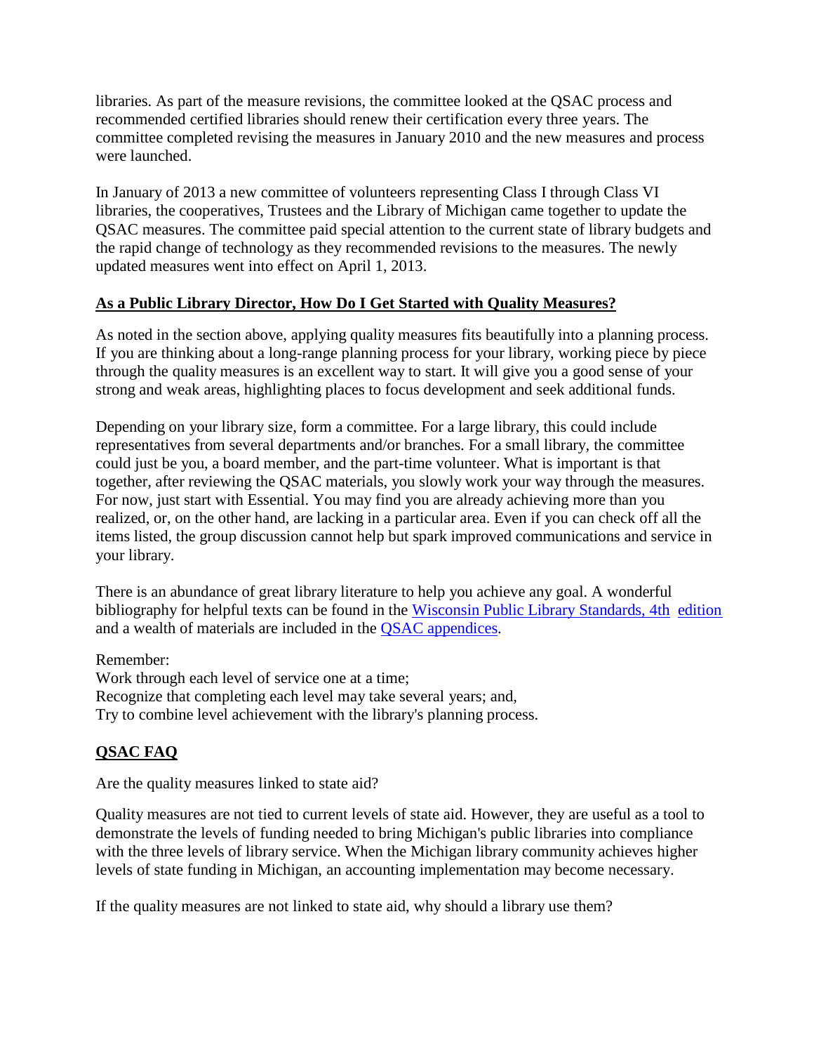libraries. As part of the measure revisions, the committee looked at the QSAC process and recommended certified libraries should renew their certification every three years. The committee completed revising the measures in January 2010 and the new measures and process were launched.

In January of 2013 a new committee of volunteers representing Class I through Class VI libraries, the cooperatives, Trustees and the Library of Michigan came together to update the QSAC measures. The committee paid special attention to the current state of library budgets and the rapid change of technology as they recommended revisions to the measures. The newly updated measures went into effect on April 1, 2013.

## As a Public Library Director, How Do I Get Started with Quality Measures?

As noted in the section above, applying quality measures fits beautifully into a planning process. If you are thinking about a long-range planning process for your library, working piece by piece through the quality measures is an excellent way to start. It will give you a good sense of your strong and weak areas, highlighting places to focus development and seek additional funds.

Depending on your library size, form a committee. For a large library, this could include representatives from several departments and/or branches. For a small library, the committee could just be you, a board member, and the part-time volunteer. What is important is that together, after reviewing the QSAC materials, you slowly work your way through the measures. For now, just start with Essential. You may find you are already achieving more than you realized, or, on the other hand, are lacking in a particular area. Even if you can check off all the items listed, the group discussion cannot help but spark improved communications and service in your library.

There is an abundance of great library literature to help you achieve any goal. A wonderful bibliography for helpful texts can be found in the Wisconsin Public Library Standards, 4th edition and a wealth of materials are included in the QSAC appendices.

Remember:
Work through each level of service one at a time;
Recognize that completing each level may take several years; and,
Try to combine level achievement with the library's planning process.

## QSAC FAQ

Are the quality measures linked to state aid?

Quality measures are not tied to current levels of state aid. However, they are useful as a tool to demonstrate the levels of funding needed to bring Michigan's public libraries into compliance with the three levels of library service. When the Michigan library community achieves higher levels of state funding in Michigan, an accounting implementation may become necessary.

If the quality measures are not linked to state aid, why should a library use them?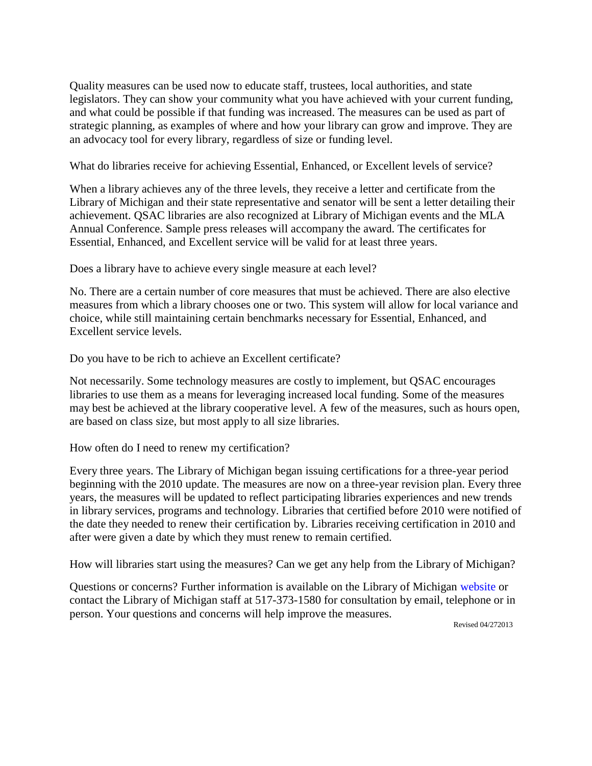Quality measures can be used now to educate staff, trustees, local authorities, and state legislators. They can show your community what you have achieved with your current funding, and what could be possible if that funding was increased. The measures can be used as part of strategic planning, as examples of where and how your library can grow and improve. They are an advocacy tool for every library, regardless of size or funding level.

What do libraries receive for achieving Essential, Enhanced, or Excellent levels of service?

When a library achieves any of the three levels, they receive a letter and certificate from the Library of Michigan and their state representative and senator will be sent a letter detailing their achievement. QSAC libraries are also recognized at Library of Michigan events and the MLA Annual Conference. Sample press releases will accompany the award. The certificates for Essential, Enhanced, and Excellent service will be valid for at least three years.

Does a library have to achieve every single measure at each level?

No. There are a certain number of core measures that must be achieved. There are also elective measures from which a library chooses one or two. This system will allow for local variance and choice, while still maintaining certain benchmarks necessary for Essential, Enhanced, and Excellent service levels.

Do you have to be rich to achieve an Excellent certificate?

Not necessarily. Some technology measures are costly to implement, but QSAC encourages libraries to use them as a means for leveraging increased local funding. Some of the measures may best be achieved at the library cooperative level. A few of the measures, such as hours open, are based on class size, but most apply to all size libraries.

How often do I need to renew my certification?

Every three years. The Library of Michigan began issuing certifications for a three-year period beginning with the 2010 update. The measures are now on a three-year revision plan. Every three years, the measures will be updated to reflect participating libraries experiences and new trends in library services, programs and technology. Libraries that certified before 2010 were notified of the date they needed to renew their certification by. Libraries receiving certification in 2010 and after were given a date by which they must renew to remain certified.

How will libraries start using the measures? Can we get any help from the Library of Michigan?

Questions or concerns? Further information is available on the Library of Michigan website or contact the Library of Michigan staff at 517-373-1580 for consultation by email, telephone or in person. Your questions and concerns will help improve the measures.

Revised 04/272013